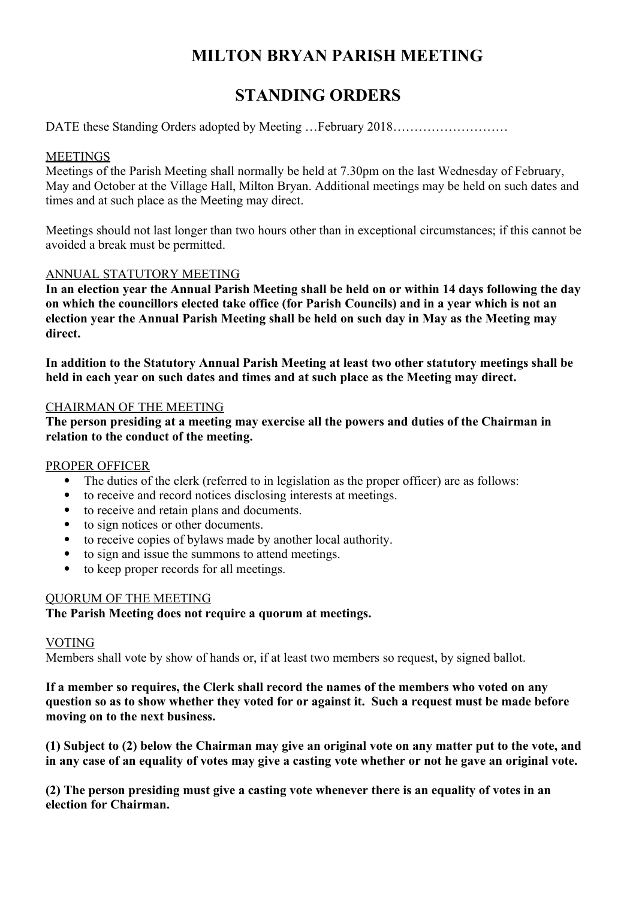# MILTON BRYAN PARISH MEETING

# STANDING ORDERS

DATE these Standing Orders adopted by Meeting …February 2018………………………

MEETINGS

Meetings of the Parish Meeting shall normally be held at 7.30pm on the last Wednesday of February, May and October at the Village Hall, Milton Bryan. Additional meetings may be held on such dates and times and at such place as the Meeting may direct.

Meetings should not last longer than two hours other than in exceptional circumstances; if this cannot be avoided a break must be permitted.

ANNUAL STATUTORY MEETING

**In an election year the Annual Parish Meeting shall be held on or within 14 days following the day on which the councillors elected take office (for Parish Councils) and in a year which is not an election year the Annual Parish Meeting shall be held on such day in May as the Meeting may direct.**

**In addition to the Statutory Annual Parish Meeting at least two other statutory meetings shall be held in each year on such dates and times and at such place as the Meeting may direct.**

CHAIRMAN OF THE MEETING

**The person presiding at a meeting may exercise all the powers and duties of the Chairman in relation to the conduct of the meeting.**

PROPER OFFICER

- The duties of the clerk (referred to in legislation as the proper officer) are as follows:
- to receive and record notices disclosing interests at meetings.
- to receive and retain plans and documents.
- to sign notices or other documents.
- to receive copies of bylaws made by another local authority.
- to sign and issue the summons to attend meetings.
- to keep proper records for all meetings.

QUORUM OF THE MEETING

**The Parish Meeting does not require a quorum at meetings.**

VOTING

Members shall vote by show of hands or, if at least two members so request, by signed ballot.

**If a member so requires, the Clerk shall record the names of the members who voted on any question so as to show whether they voted for or against it. Such a request must be made before moving on to the next business.**

**(1) Subject to (2) below the Chairman may give an original vote on any matter put to the vote, and in any case of an equality of votes may give a casting vote whether or not he gave an original vote.**

**(2) The person presiding must give a casting vote whenever there is an equality of votes in an election for Chairman.**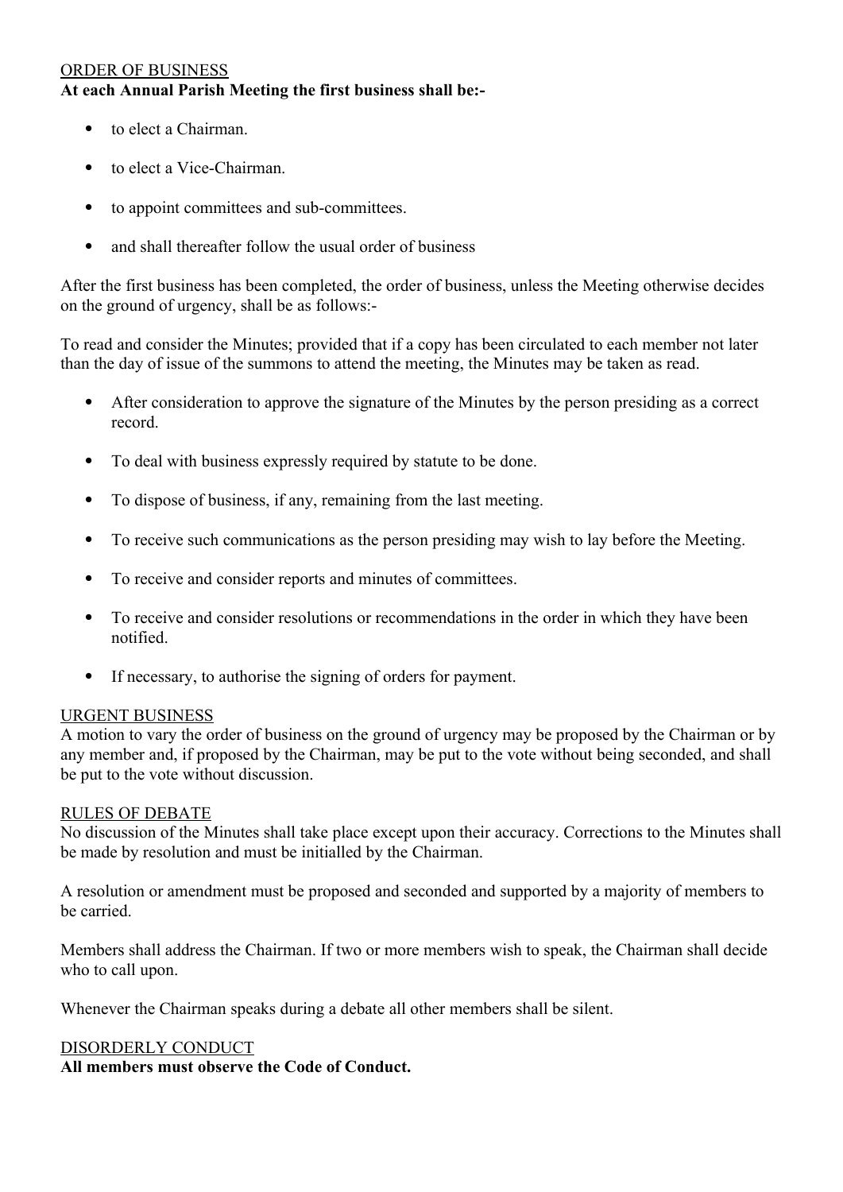ORDER OF BUSINESS

**At each Annual Parish Meeting the first business shall be:-**

- to elect a Chairman.
- to elect a Vice-Chairman.
- to appoint committees and sub-committees.
- and shall thereafter follow the usual order of business

After the first business has been completed, the order of business, unless the Meeting otherwise decides on the ground of urgency, shall be as follows:-

To read and consider the Minutes; provided that if a copy has been circulated to each member not later than the day of issue of the summons to attend the meeting, the Minutes may be taken as read.

- After consideration to approve the signature of the Minutes by the person presiding as a correct record.
- To deal with business expressly required by statute to be done.
- To dispose of business, if any, remaining from the last meeting.
- To receive such communications as the person presiding may wish to lay before the Meeting.
- To receive and consider reports and minutes of committees.
- To receive and consider resolutions or recommendations in the order in which they have been notified.
- If necessary, to authorise the signing of orders for payment.

URGENT BUSINESS

A motion to vary the order of business on the ground of urgency may be proposed by the Chairman or by any member and, if proposed by the Chairman, may be put to the vote without being seconded, and shall be put to the vote without discussion.

RULES OF DEBATE

No discussion of the Minutes shall take place except upon their accuracy. Corrections to the Minutes shall be made by resolution and must be initialled by the Chairman.

A resolution or amendment must be proposed and seconded and supported by a majority of members to be carried.

Members shall address the Chairman. If two or more members wish to speak, the Chairman shall decide who to call upon.

Whenever the Chairman speaks during a debate all other members shall be silent.

DISORDERLY CONDUCT

**All members must observe the Code of Conduct.**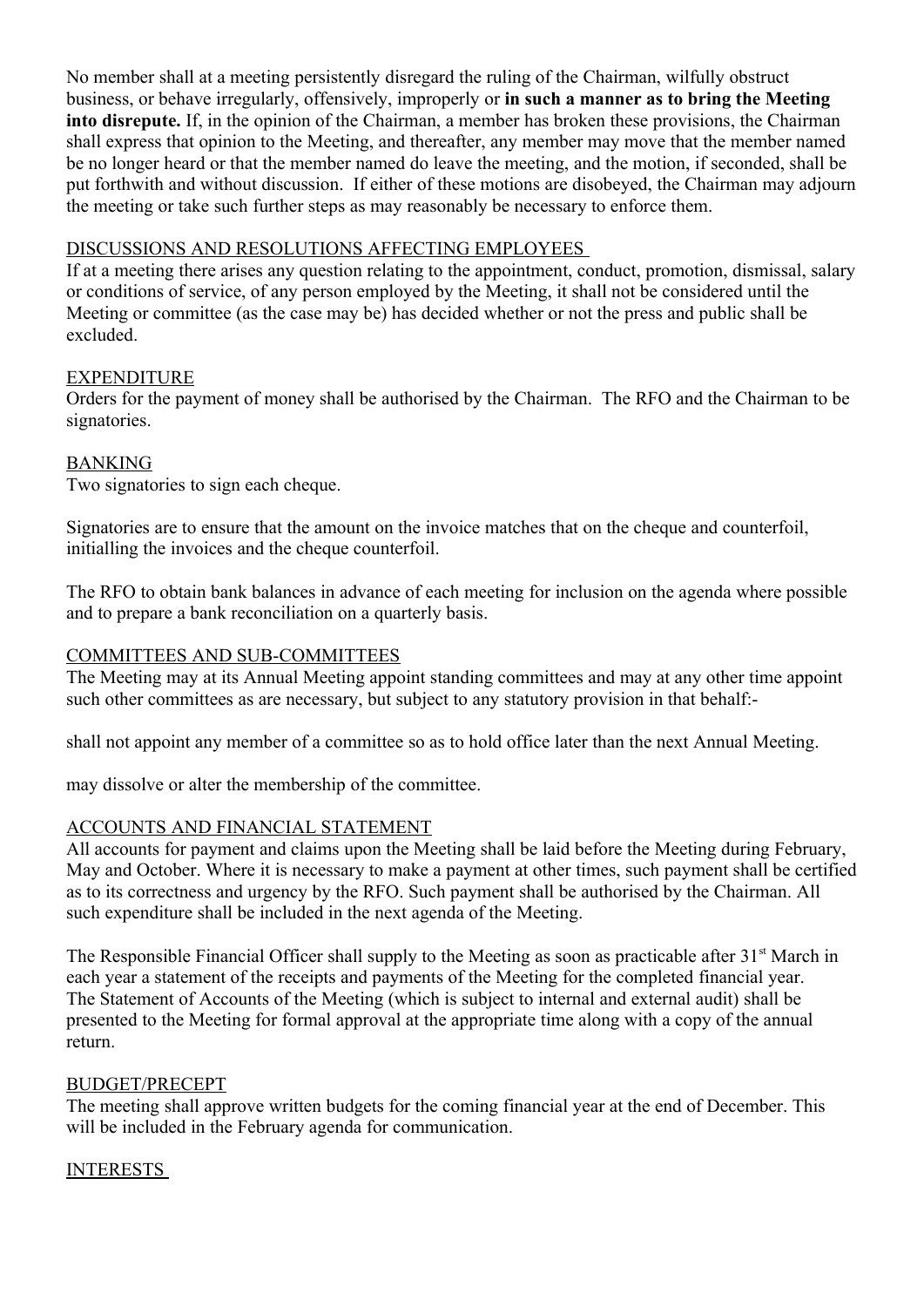No member shall at a meeting persistently disregard the ruling of the Chairman, wilfully obstruct business, or behave irregularly, offensively, improperly or **in such a manner as to bring the Meeting into disrepute.** If, in the opinion of the Chairman, a member has broken these provisions, the Chairman shall express that opinion to the Meeting, and thereafter, any member may move that the member named be no longer heard or that the member named do leave the meeting, and the motion, if seconded, shall be put forthwith and without discussion. If either of these motions are disobeyed, the Chairman may adjourn the meeting or take such further steps as may reasonably be necessary to enforce them.

DISCUSSIONS AND RESOLUTIONS AFFECTING EMPLOYEES

If at a meeting there arises any question relating to the appointment, conduct, promotion, dismissal, salary or conditions of service, of any person employed by the Meeting, it shall not be considered until the Meeting or committee (as the case may be) has decided whether or not the press and public shall be excluded.

EXPENDITURE

Orders for the payment of money shall be authorised by the Chairman. The RFO and the Chairman to be signatories.

BANKING

Two signatories to sign each cheque.

Signatories are to ensure that the amount on the invoice matches that on the cheque and counterfoil, initialling the invoices and the cheque counterfoil.

The RFO to obtain bank balances in advance of each meeting for inclusion on the agenda where possible and to prepare a bank reconciliation on a quarterly basis.

COMMITTEES AND SUB-COMMITTEES

The Meeting may at its Annual Meeting appoint standing committees and may at any other time appoint such other committees as are necessary, but subject to any statutory provision in that behalf:-

shall not appoint any member of a committee so as to hold office later than the next Annual Meeting.

may dissolve or alter the membership of the committee.

ACCOUNTS AND FINANCIAL STATEMENT

All accounts for payment and claims upon the Meeting shall be laid before the Meeting during February, May and October. Where it is necessary to make a payment at other times, such payment shall be certified as to its correctness and urgency by the RFO. Such payment shall be authorised by the Chairman. All such expenditure shall be included in the next agenda of the Meeting.

The Responsible Financial Officer shall supply to the Meeting as soon as practicable after 31st March in each year a statement of the receipts and payments of the Meeting for the completed financial year. The Statement of Accounts of the Meeting (which is subject to internal and external audit) shall be presented to the Meeting for formal approval at the appropriate time along with a copy of the annual return.

BUDGET/PRECEPT

The meeting shall approve written budgets for the coming financial year at the end of December. This will be included in the February agenda for communication.

INTERESTS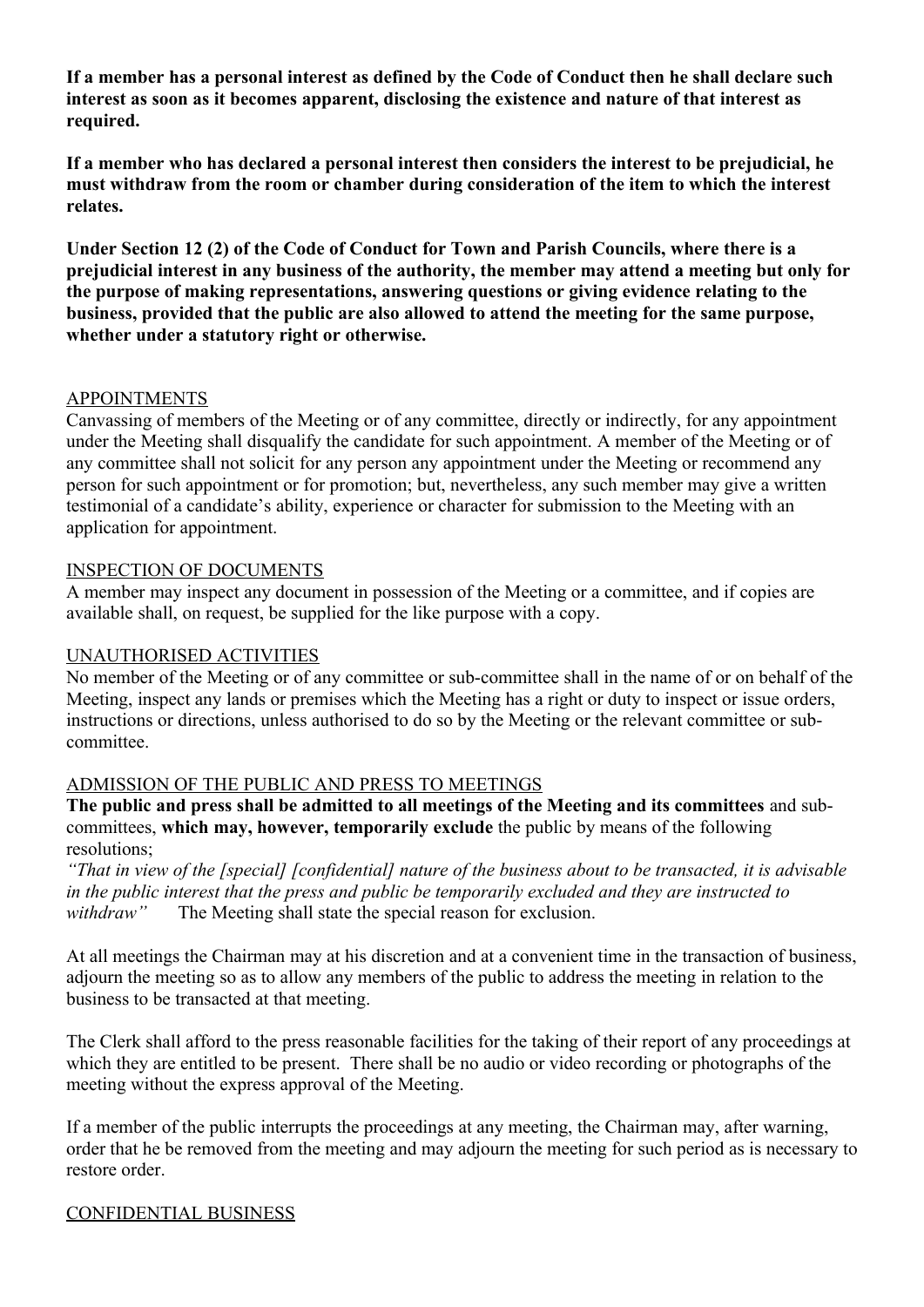**If a member has a personal interest as defined by the Code of Conduct then he shall declare such interest as soon as it becomes apparent, disclosing the existence and nature of that interest as required.**

**If a member who has declared a personal interest then considers the interest to be prejudicial, he must withdraw from the room or chamber during consideration of the item to which the interest relates.**

**Under Section 12 (2) of the Code of Conduct for Town and Parish Councils, where there is a prejudicial interest in any business of the authority, the member may attend a meeting but only for the purpose of making representations, answering questions or giving evidence relating to the business, provided that the public are also allowed to attend the meeting for the same purpose, whether under a statutory right or otherwise.**

## APPOINTMENTS

Canvassing of members of the Meeting or of any committee, directly or indirectly, for any appointment under the Meeting shall disqualify the candidate for such appointment. A member of the Meeting or of any committee shall not solicit for any person any appointment under the Meeting or recommend any person for such appointment or for promotion; but, nevertheless, any such member may give a written testimonial of a candidate's ability, experience or character for submission to the Meeting with an application for appointment.

## INSPECTION OF DOCUMENTS

A member may inspect any document in possession of the Meeting or a committee, and if copies are available shall, on request, be supplied for the like purpose with a copy.

## UNAUTHORISED ACTIVITIES

No member of the Meeting or of any committee or sub-committee shall in the name of or on behalf of the Meeting, inspect any lands or premises which the Meeting has a right or duty to inspect or issue orders, instructions or directions, unless authorised to do so by the Meeting or the relevant committee or sub-committee.

## ADMISSION OF THE PUBLIC AND PRESS TO MEETINGS

**The public and press shall be admitted to all meetings of the Meeting and its committees** and sub-committees, **which may, however, temporarily exclude** the public by means of the following resolutions;

*"That in view of the [special] [confidential] nature of the business about to be transacted, it is advisable in the public interest that the press and public be temporarily excluded and they are instructed to withdraw"* The Meeting shall state the special reason for exclusion.

At all meetings the Chairman may at his discretion and at a convenient time in the transaction of business, adjourn the meeting so as to allow any members of the public to address the meeting in relation to the business to be transacted at that meeting.

The Clerk shall afford to the press reasonable facilities for the taking of their report of any proceedings at which they are entitled to be present. There shall be no audio or video recording or photographs of the meeting without the express approval of the Meeting.

If a member of the public interrupts the proceedings at any meeting, the Chairman may, after warning, order that he be removed from the meeting and may adjourn the meeting for such period as is necessary to restore order.

## CONFIDENTIAL BUSINESS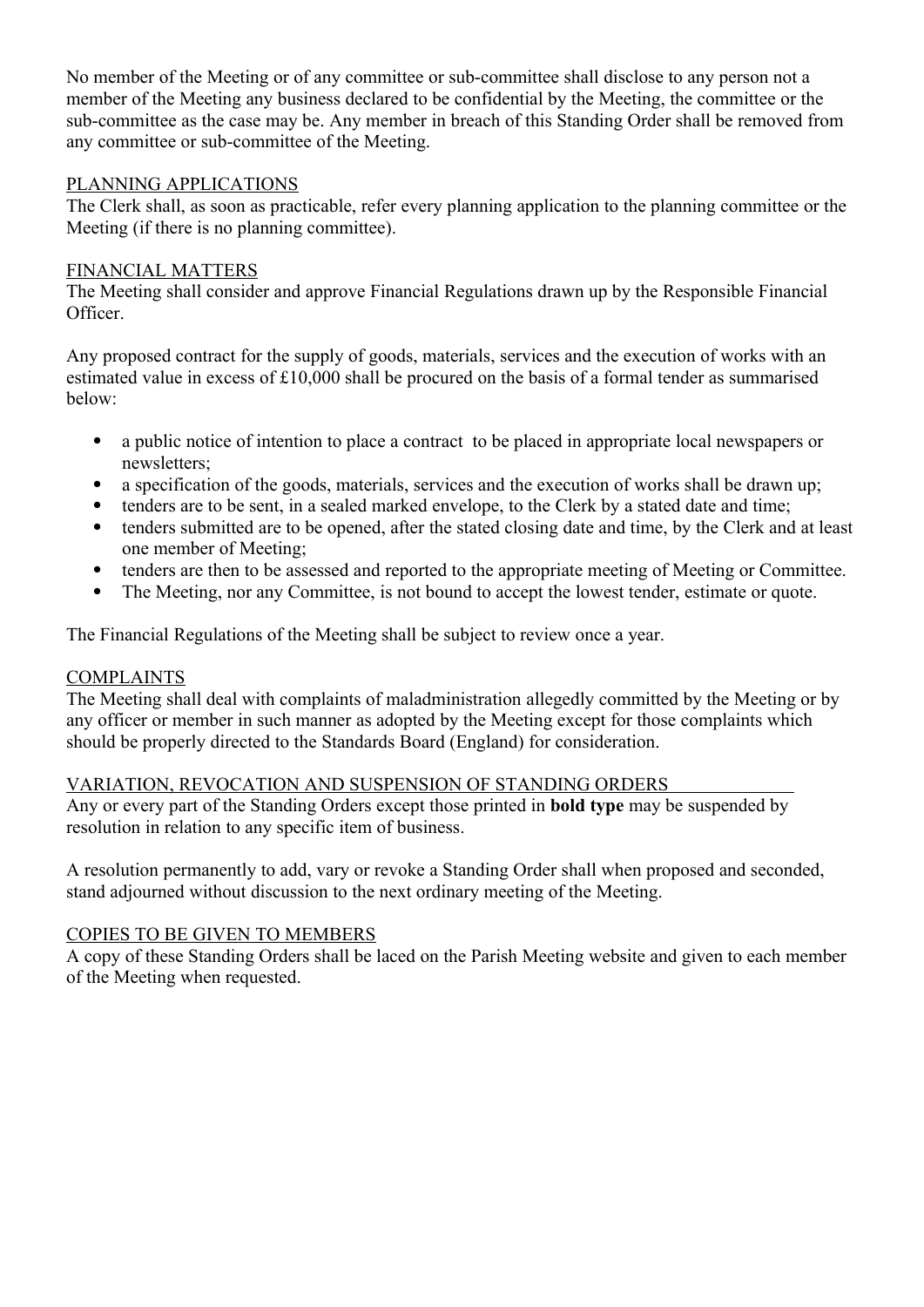No member of the Meeting or of any committee or sub-committee shall disclose to any person not a member of the Meeting any business declared to be confidential by the Meeting, the committee or the sub-committee as the case may be. Any member in breach of this Standing Order shall be removed from any committee or sub-committee of the Meeting.

## PLANNING APPLICATIONS

The Clerk shall, as soon as practicable, refer every planning application to the planning committee or the Meeting (if there is no planning committee).

## FINANCIAL MATTERS

The Meeting shall consider and approve Financial Regulations drawn up by the Responsible Financial Officer.

Any proposed contract for the supply of goods, materials, services and the execution of works with an estimated value in excess of £10,000 shall be procured on the basis of a formal tender as summarised below:

- a public notice of intention to place a contract to be placed in appropriate local newspapers or newsletters;
- a specification of the goods, materials, services and the execution of works shall be drawn up;
- tenders are to be sent, in a sealed marked envelope, to the Clerk by a stated date and time;
- tenders submitted are to be opened, after the stated closing date and time, by the Clerk and at least one member of Meeting;
- tenders are then to be assessed and reported to the appropriate meeting of Meeting or Committee.
- The Meeting, nor any Committee, is not bound to accept the lowest tender, estimate or quote.

The Financial Regulations of the Meeting shall be subject to review once a year.

## COMPLAINTS

The Meeting shall deal with complaints of maladministration allegedly committed by the Meeting or by any officer or member in such manner as adopted by the Meeting except for those complaints which should be properly directed to the Standards Board (England) for consideration.

## VARIATION, REVOCATION AND SUSPENSION OF STANDING ORDERS

Any or every part of the Standing Orders except those printed in **bold type** may be suspended by resolution in relation to any specific item of business.

A resolution permanently to add, vary or revoke a Standing Order shall when proposed and seconded, stand adjourned without discussion to the next ordinary meeting of the Meeting.

## COPIES TO BE GIVEN TO MEMBERS

A copy of these Standing Orders shall be laced on the Parish Meeting website and given to each member of the Meeting when requested.